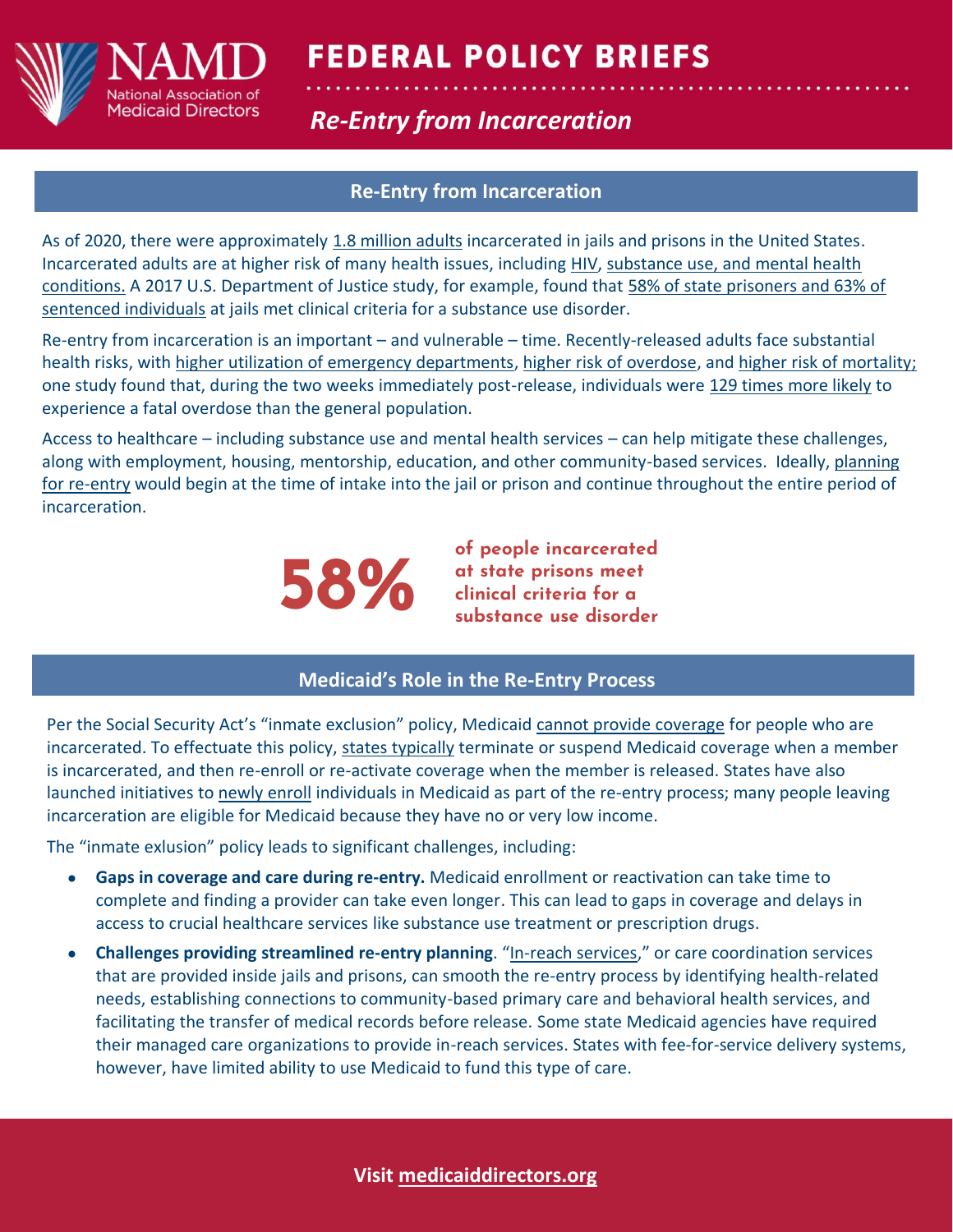# FEDERAL POLICY BRIEFS

*Re-Entry from Incarceration*

## Re-Entry from Incarceration

As of 2020, there were approximately 1.8 million adults incarcerated in jails and prisons in the United States. Incarcerated adults are at higher risk of many health issues, including HIV, substance use, and mental health conditions. A 2017 U.S. Department of Justice study, for example, found that 58% of state prisoners and 63% of sentenced individuals at jails met clinical criteria for a substance use disorder.

Re-entry from incarceration is an important – and vulnerable – time. Recently-released adults face substantial health risks, with higher utilization of emergency departments, higher risk of overdose, and higher risk of mortality; one study found that, during the two weeks immediately post-release, individuals were 129 times more likely to experience a fatal overdose than the general population.

Access to healthcare – including substance use and mental health services – can help mitigate these challenges, along with employment, housing, mentorship, education, and other community-based services. Ideally, planning for re-entry would begin at the time of intake into the jail or prison and continue throughout the entire period of incarceration.

**58%** **of people incarcerated at state prisons meet clinical criteria for a substance use disorder**

## Medicaid's Role in the Re-Entry Process

Per the Social Security Act's "inmate exclusion" policy, Medicaid cannot provide coverage for people who are incarcerated. To effectuate this policy, states typically terminate or suspend Medicaid coverage when a member is incarcerated, and then re-enroll or re-activate coverage when the member is released. States have also launched initiatives to newly enroll individuals in Medicaid as part of the re-entry process; many people leaving incarceration are eligible for Medicaid because they have no or very low income.

The "inmate exlusion" policy leads to significant challenges, including:

- **Gaps in coverage and care during re-entry.** Medicaid enrollment or reactivation can take time to complete and finding a provider can take even longer. This can lead to gaps in coverage and delays in access to crucial healthcare services like substance use treatment or prescription drugs.
- **Challenges providing streamlined re-entry planning**. "In-reach services," or care coordination services that are provided inside jails and prisons, can smooth the re-entry process by identifying health-related needs, establishing connections to community-based primary care and behavioral health services, and facilitating the transfer of medical records before release. Some state Medicaid agencies have required their managed care organizations to provide in-reach services. States with fee-for-service delivery systems, however, have limited ability to use Medicaid to fund this type of care.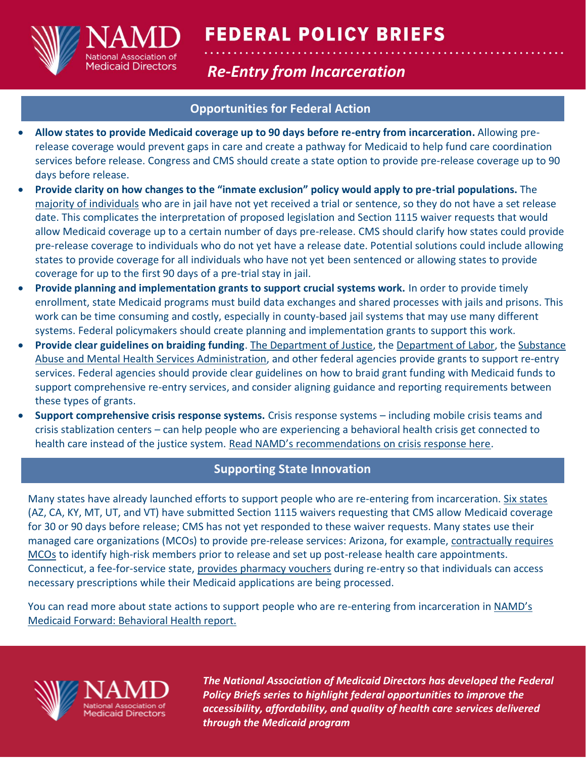# FEDERAL POLICY BRIEFS

## *Re-Entry from Incarceration*

### Opportunities for Federal Action

- **Allow states to provide Medicaid coverage up to 90 days before re-entry from incarceration.** Allowing pre-release coverage would prevent gaps in care and create a pathway for Medicaid to help fund care coordination services before release. Congress and CMS should create a state option to provide pre-release coverage up to 90 days before release.
- **Provide clarity on how changes to the "inmate exclusion" policy would apply to pre-trial populations.** The majority of individuals who are in jail have not yet received a trial or sentence, so they do not have a set release date. This complicates the interpretation of proposed legislation and Section 1115 waiver requests that would allow Medicaid coverage up to a certain number of days pre-release. CMS should clarify how states could provide pre-release coverage to individuals who do not yet have a release date. Potential solutions could include allowing states to provide coverage for all individuals who have not yet been sentenced or allowing states to provide coverage for up to the first 90 days of a pre-trial stay in jail.
- **Provide planning and implementation grants to support crucial systems work.** In order to provide timely enrollment, state Medicaid programs must build data exchanges and shared processes with jails and prisons. This work can be time consuming and costly, especially in county-based jail systems that may use many different systems. Federal policymakers should create planning and implementation grants to support this work.
- **Provide clear guidelines on braiding funding**. The Department of Justice, the Department of Labor, the Substance Abuse and Mental Health Services Administration, and other federal agencies provide grants to support re-entry services. Federal agencies should provide clear guidelines on how to braid grant funding with Medicaid funds to support comprehensive re-entry services, and consider aligning guidance and reporting requirements between these types of grants.
- **Support comprehensive crisis response systems.** Crisis response systems – including mobile crisis teams and crisis stablization centers – can help people who are experiencing a behavioral health crisis get connected to health care instead of the justice system. Read NAMD's recommendations on crisis response here.

### Supporting State Innovation

Many states have already launched efforts to support people who are re-entering from incarceration. Six states (AZ, CA, KY, MT, UT, and VT) have submitted Section 1115 waivers requesting that CMS allow Medicaid coverage for 30 or 90 days before release; CMS has not yet responded to these waiver requests. Many states use their managed care organizations (MCOs) to provide pre-release services: Arizona, for example, contractually requires MCOs to identify high-risk members prior to release and set up post-release health care appointments. Connecticut, a fee-for-service state, provides pharmacy vouchers during re-entry so that individuals can access necessary prescriptions while their Medicaid applications are being processed.

You can read more about state actions to support people who are re-entering from incarceration in NAMD's Medicaid Forward: Behavioral Health report.

*The National Association of Medicaid Directors has developed the Federal Policy Briefs series to highlight federal opportunities to improve the accessibility, affordability, and quality of health care services delivered through the Medicaid program*